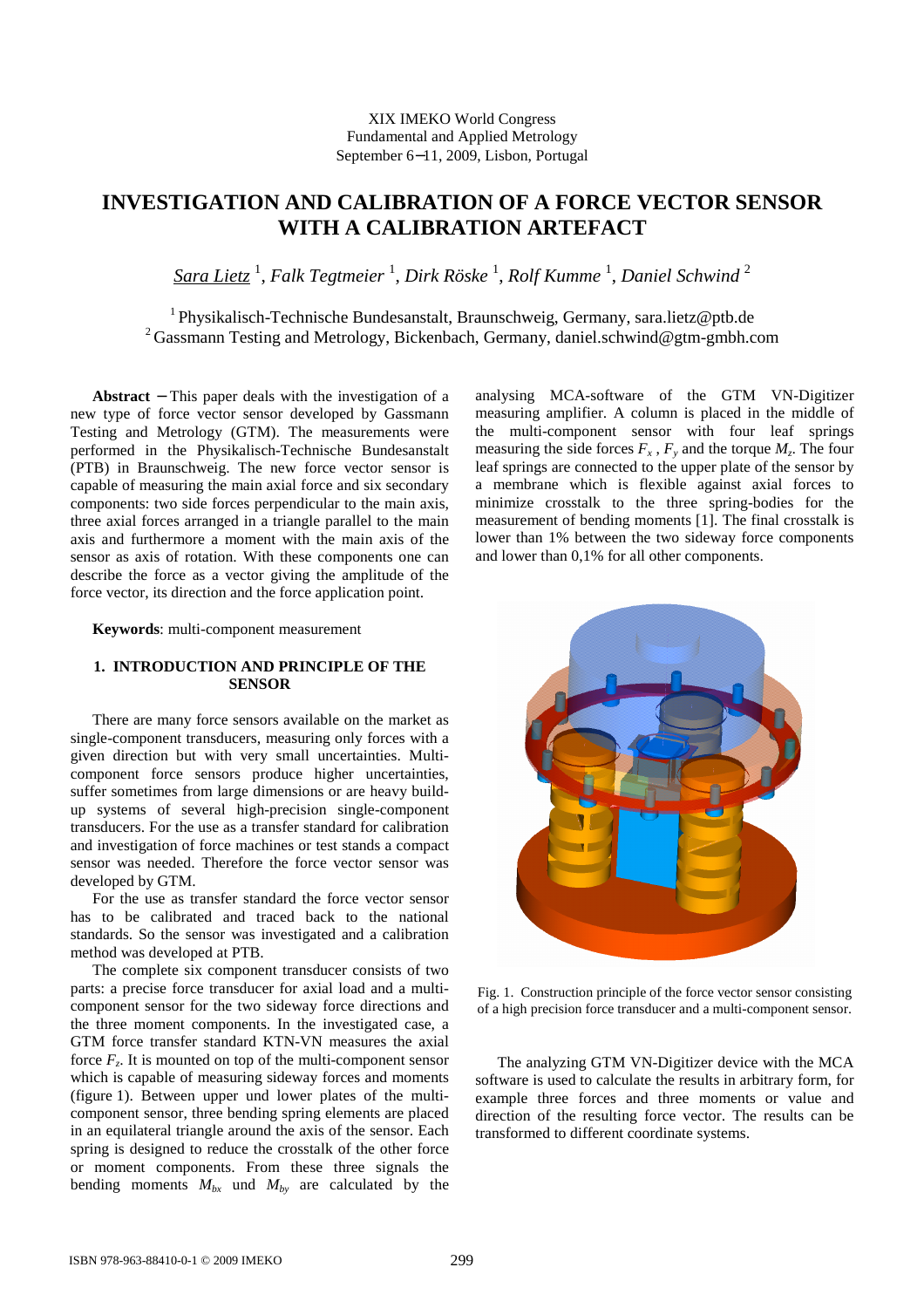XIX IMEKO World Congress
Fundamental and Applied Metrology
September 6−11, 2009, Lisbon, Portugal

# INVESTIGATION AND CALIBRATION OF A FORCE VECTOR SENSOR WITH A CALIBRATION ARTEFACT

*Sara Lietz* [1], *Falk Tegtmeier* [1], *Dirk Röske* [1], *Rolf Kumme* [1], *Daniel Schwind* [2]

[1] Physikalisch-Technische Bundesanstalt, Braunschweig, Germany, sara.lietz@ptb.de
[2] Gassmann Testing and Metrology, Bickenbach, Germany, daniel.schwind@gtm-gmbh.com

**Abstract** − This paper deals with the investigation of a new type of force vector sensor developed by Gassmann Testing and Metrology (GTM). The measurements were performed in the Physikalisch-Technische Bundesanstalt (PTB) in Braunschweig. The new force vector sensor is capable of measuring the main axial force and six secondary components: two side forces perpendicular to the main axis, three axial forces arranged in a triangle parallel to the main axis and furthermore a moment with the main axis of the sensor as axis of rotation. With these components one can describe the force as a vector giving the amplitude of the force vector, its direction and the force application point.

**Keywords**: multi-component measurement

## 1. INTRODUCTION AND PRINCIPLE OF THE SENSOR

There are many force sensors available on the market as single-component transducers, measuring only forces with a given direction but with very small uncertainties. Multi-component force sensors produce higher uncertainties, suffer sometimes from large dimensions or are heavy build-up systems of several high-precision single-component transducers. For the use as a transfer standard for calibration and investigation of force machines or test stands a compact sensor was needed. Therefore the force vector sensor was developed by GTM.

For the use as transfer standard the force vector sensor has to be calibrated and traced back to the national standards. So the sensor was investigated and a calibration method was developed at PTB.

The complete six component transducer consists of two parts: a precise force transducer for axial load and a multi-component sensor for the two sideway force directions and the three moment components. In the investigated case, a GTM force transfer standard KTN-VN measures the axial force $F_z$. It is mounted on top of the multi-component sensor which is capable of measuring sideway forces and moments (figure 1). Between upper und lower plates of the multi-component sensor, three bending spring elements are placed in an equilateral triangle around the axis of the sensor. Each spring is designed to reduce the crosstalk of the other force or moment components. From these three signals the bending moments $M_{bx}$ und $M_{by}$ are calculated by the analysing MCA-software of the GTM VN-Digitizer measuring amplifier. A column is placed in the middle of the multi-component sensor with four leaf springs measuring the side forces $F_x$ , $F_y$ and the torque $M_z$. The four leaf springs are connected to the upper plate of the sensor by a membrane which is flexible against axial forces to minimize crosstalk to the three spring-bodies for the measurement of bending moments [1]. The final crosstalk is lower than 1% between the two sideway force components and lower than 0,1% for all other components.

Fig. 1. Construction principle of the force vector sensor consisting of a high precision force transducer and a multi-component sensor.

The analyzing GTM VN-Digitizer device with the MCA software is used to calculate the results in arbitrary form, for example three forces and three moments or value and direction of the resulting force vector. The results can be transformed to different coordinate systems.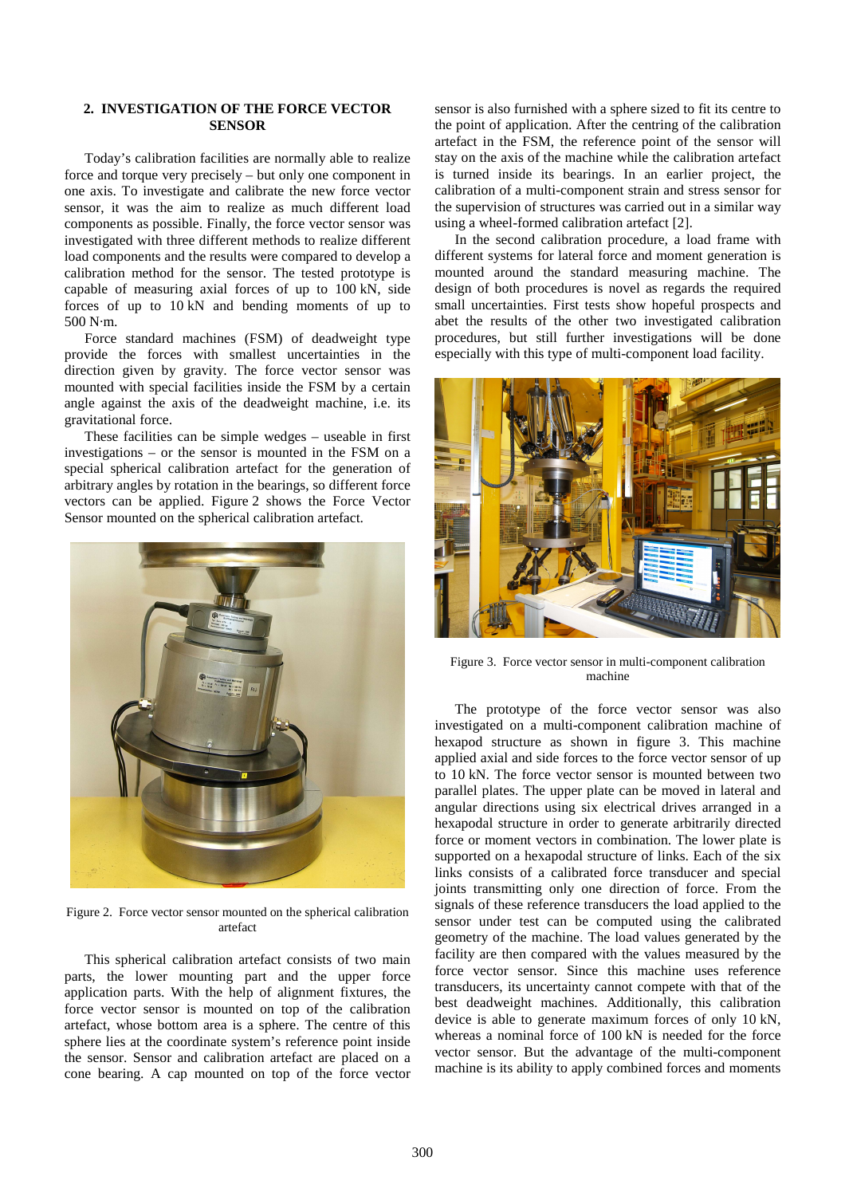## 2. INVESTIGATION OF THE FORCE VECTOR SENSOR

Today's calibration facilities are normally able to realize force and torque very precisely – but only one component in one axis. To investigate and calibrate the new force vector sensor, it was the aim to realize as much different load components as possible. Finally, the force vector sensor was investigated with three different methods to realize different load components and the results were compared to develop a calibration method for the sensor. The tested prototype is capable of measuring axial forces of up to 100 kN, side forces of up to 10 kN and bending moments of up to 500 N·m.

Force standard machines (FSM) of deadweight type provide the forces with smallest uncertainties in the direction given by gravity. The force vector sensor was mounted with special facilities inside the FSM by a certain angle against the axis of the deadweight machine, i.e. its gravitational force.

These facilities can be simple wedges – useable in first investigations – or the sensor is mounted in the FSM on a special spherical calibration artefact for the generation of arbitrary angles by rotation in the bearings, so different force vectors can be applied. Figure 2 shows the Force Vector Sensor mounted on the spherical calibration artefact.

Figure 2. Force vector sensor mounted on the spherical calibration artefact

This spherical calibration artefact consists of two main parts, the lower mounting part and the upper force application parts. With the help of alignment fixtures, the force vector sensor is mounted on top of the calibration artefact, whose bottom area is a sphere. The centre of this sphere lies at the coordinate system's reference point inside the sensor. Sensor and calibration artefact are placed on a cone bearing. A cap mounted on top of the force vector sensor is also furnished with a sphere sized to fit its centre to the point of application. After the centring of the calibration artefact in the FSM, the reference point of the sensor will stay on the axis of the machine while the calibration artefact is turned inside its bearings. In an earlier project, the calibration of a multi-component strain and stress sensor for the supervision of structures was carried out in a similar way using a wheel-formed calibration artefact [2].

In the second calibration procedure, a load frame with different systems for lateral force and moment generation is mounted around the standard measuring machine. The design of both procedures is novel as regards the required small uncertainties. First tests show hopeful prospects and abet the results of the other two investigated calibration procedures, but still further investigations will be done especially with this type of multi-component load facility.

Figure 3. Force vector sensor in multi-component calibration machine

The prototype of the force vector sensor was also investigated on a multi-component calibration machine of hexapod structure as shown in figure 3. This machine applied axial and side forces to the force vector sensor of up to 10 kN. The force vector sensor is mounted between two parallel plates. The upper plate can be moved in lateral and angular directions using six electrical drives arranged in a hexapodal structure in order to generate arbitrarily directed force or moment vectors in combination. The lower plate is supported on a hexapodal structure of links. Each of the six links consists of a calibrated force transducer and special joints transmitting only one direction of force. From the signals of these reference transducers the load applied to the sensor under test can be computed using the calibrated geometry of the machine. The load values generated by the facility are then compared with the values measured by the force vector sensor. Since this machine uses reference transducers, its uncertainty cannot compete with that of the best deadweight machines. Additionally, this calibration device is able to generate maximum forces of only 10 kN, whereas a nominal force of 100 kN is needed for the force vector sensor. But the advantage of the multi-component machine is its ability to apply combined forces and moments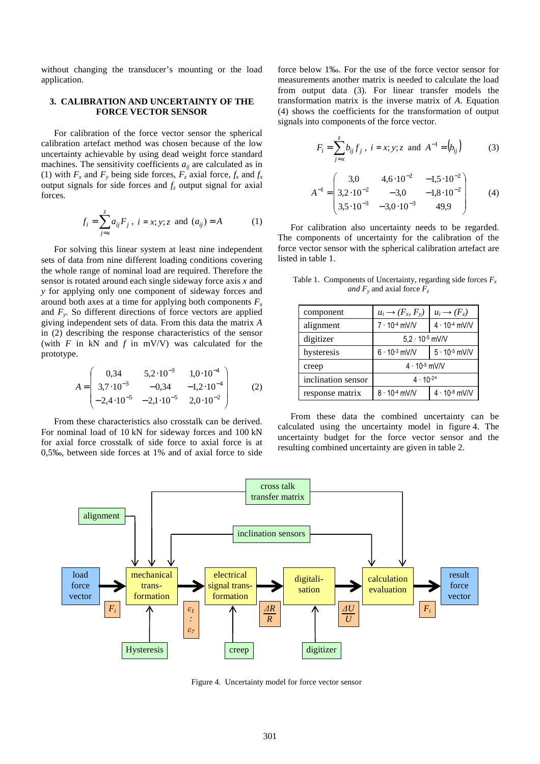without changing the transducer's mounting or the load application.

## 3. CALIBRATION AND UNCERTAINTY OF THE FORCE VECTOR SENSOR

For calibration of the force vector sensor the spherical calibration artefact method was chosen because of the low uncertainty achievable by using dead weight force standard machines. The sensitivity coefficients $a_{ij}$ are calculated as in (1) with $F_x$ and $F_y$ being side forces, $F_z$ axial force, $f_x$ and $f_x$ output signals for side forces and $f_z$ output signal for axial forces.

$$f_i = \sum_{j=x}^{z} a_{ij} F_j \ , \ i = x; y; z \ \text{ and } \ (a_{ij}) = A \qquad (1)$$

For solving this linear system at least nine independent sets of data from nine different loading conditions covering the whole range of nominal load are required. Therefore the sensor is rotated around each single sideway force axis $x$ and $y$ for applying only one component of sideway forces and around both axes at a time for applying both components $F_x$ and $F_y$. So different directions of force vectors are applied giving independent sets of data. From this data the matrix $A$ in (2) describing the response characteristics of the sensor (with $F$ in kN and $f$ in mV/V) was calculated for the prototype.

$$A = \begin{pmatrix} 0{,}34 & 5{,}2\cdot10^{-3} & 1{,}0\cdot10^{-4} \\ 3{,}7\cdot10^{-3} & -0{,}34 & -1{,}2\cdot10^{-4} \\ -2{,}4\cdot10^{-5} & -2{,}1\cdot10^{-5} & 2{,}0\cdot10^{-2} \end{pmatrix} \qquad (2)$$

From these characteristics also crosstalk can be derived. For nominal load of 10 kN for sideway forces and 100 kN for axial force crosstalk of side force to axial force is at 0,5‰, between side forces at 1% and of axial force to side force below 1‰. For the use of the force vector sensor for measurements another matrix is needed to calculate the load from output data (3). For linear transfer models the transformation matrix is the inverse matrix of $A$. Equation (4) shows the coefficients for the transformation of output signals into components of the force vector.

$$F_i = \sum_{j=x}^{z} b_{ij} f_j \ , \ i = x; y; z \ \text{ and } \ A^{-1} = (b_{ij}) \qquad (3)$$

$$A^{-1} = \begin{pmatrix} 3{,}0 & 4{,}6\cdot10^{-2} & -1{,}5\cdot10^{-2} \\ 3{,}2\cdot10^{-2} & -3{,}0 & -1{,}8\cdot10^{-2} \\ 3{,}5\cdot10^{-3} & -3{,}0\cdot10^{-3} & 49{,}9 \end{pmatrix} \qquad (4)$$

For calibration also uncertainty needs to be regarded. The components of uncertainty for the calibration of the force vector sensor with the spherical calibration artefact are listed in table 1.

Table 1. Components of Uncertainty, regarding side forces $F_x$ and $F_y$ and axial force $F_z$

| component | $u_i \rightarrow (F_x, F_y)$ | $u_i \rightarrow (F_z)$ |
|---|---|---|
| alignment | $7\cdot10^{-4}$ mV/V | $4\cdot10^{-4}$ mV/V |
| digitizer | $5{,}2\cdot10^{-5}$ mV/V | |
| hysteresis | $6\cdot10^{-3}$ mV/V | $5\cdot10^{-5}$ mV/V |
| creep | $4\cdot10^{-5}$ mV/V | |
| inclination sensor | $4\cdot10^{-2\circ}$ | |
| response matrix | $8\cdot10^{-4}$ mV/V | $4\cdot10^{-8}$ mV/V |

From these data the combined uncertainty can be calculated using the uncertainty model in figure 4. The uncertainty budget for the force vector sensor and the resulting combined uncertainty are given in table 2.

Figure 4. Uncertainty model for force vector sensor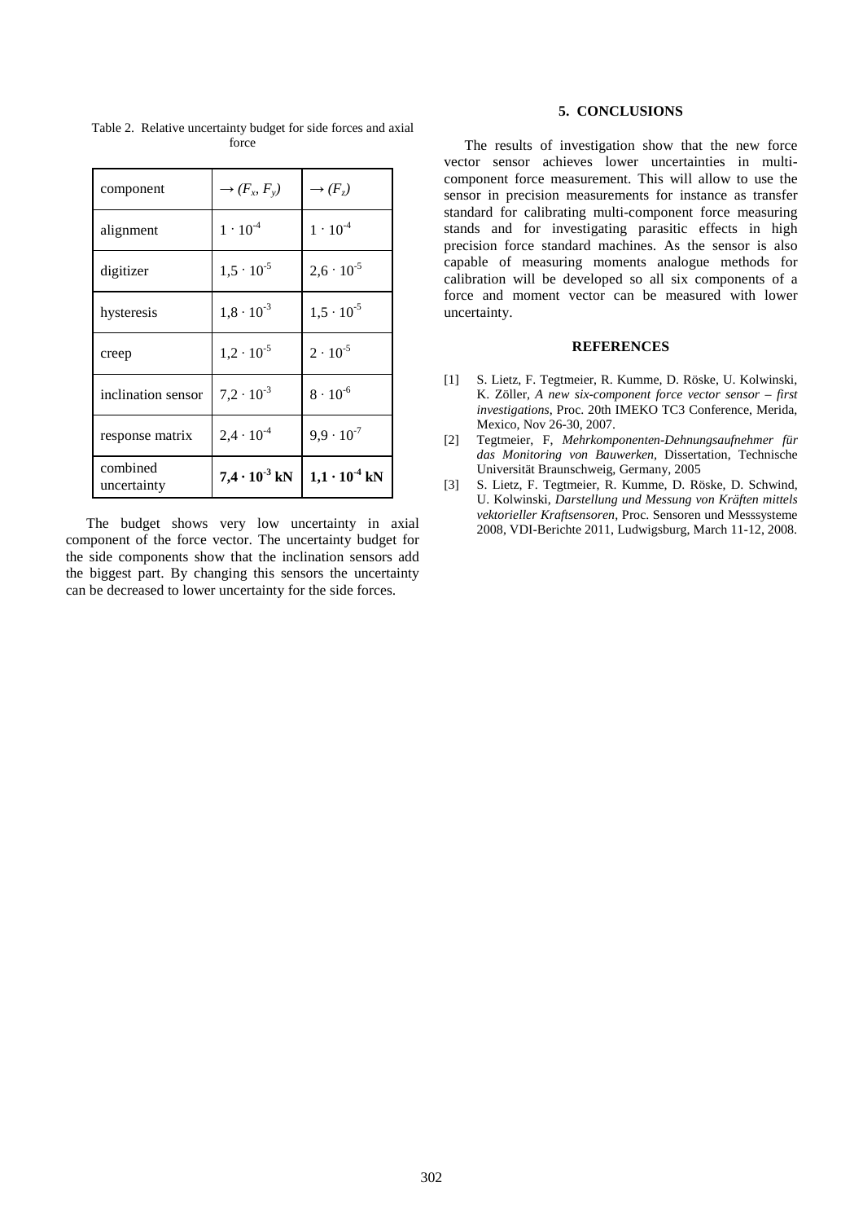Table 2. Relative uncertainty budget for side forces and axial force

| component | $\rightarrow (F_x, F_y)$ | $\rightarrow (F_z)$ |
|---|---|---|
| alignment | $1 \cdot 10^{-4}$ | $1 \cdot 10^{-4}$ |
| digitizer | $1{,}5 \cdot 10^{-5}$ | $2{,}6 \cdot 10^{-5}$ |
| hysteresis | $1{,}8 \cdot 10^{-3}$ | $1{,}5 \cdot 10^{-5}$ |
| creep | $1{,}2 \cdot 10^{-5}$ | $2 \cdot 10^{-5}$ |
| inclination sensor | $7{,}2 \cdot 10^{-3}$ | $8 \cdot 10^{-6}$ |
| response matrix | $2{,}4 \cdot 10^{-4}$ | $9{,}9 \cdot 10^{-7}$ |
| combined uncertainty | **$7{,}4 \cdot 10^{-3}$ kN** | **$1{,}1 \cdot 10^{-4}$ kN** |

The budget shows very low uncertainty in axial component of the force vector. The uncertainty budget for the side components show that the inclination sensors add the biggest part. By changing this sensors the uncertainty can be decreased to lower uncertainty for the side forces.

## 5. CONCLUSIONS

The results of investigation show that the new force vector sensor achieves lower uncertainties in multi-component force measurement. This will allow to use the sensor in precision measurements for instance as transfer standard for calibrating multi-component force measuring stands and for investigating parasitic effects in high precision force standard machines. As the sensor is also capable of measuring moments analogue methods for calibration will be developed so all six components of a force and moment vector can be measured with lower uncertainty.

## REFERENCES

[1] S. Lietz, F. Tegtmeier, R. Kumme, D. Röske, U. Kolwinski, K. Zöller, *A new six-component force vector sensor – first investigations*, Proc. 20th IMEKO TC3 Conference, Merida, Mexico, Nov 26-30, 2007.

[2] Tegtmeier, F, *Mehrkomponenten-Dehnungsaufnehmer für das Monitoring von Bauwerken*, Dissertation, Technische Universität Braunschweig, Germany, 2005

[3] S. Lietz, F. Tegtmeier, R. Kumme, D. Röske, D. Schwind, U. Kolwinski, *Darstellung und Messung von Kräften mittels vektorieller Kraftsensoren*, Proc. Sensoren und Messsysteme 2008, VDI-Berichte 2011, Ludwigsburg, March 11-12, 2008.